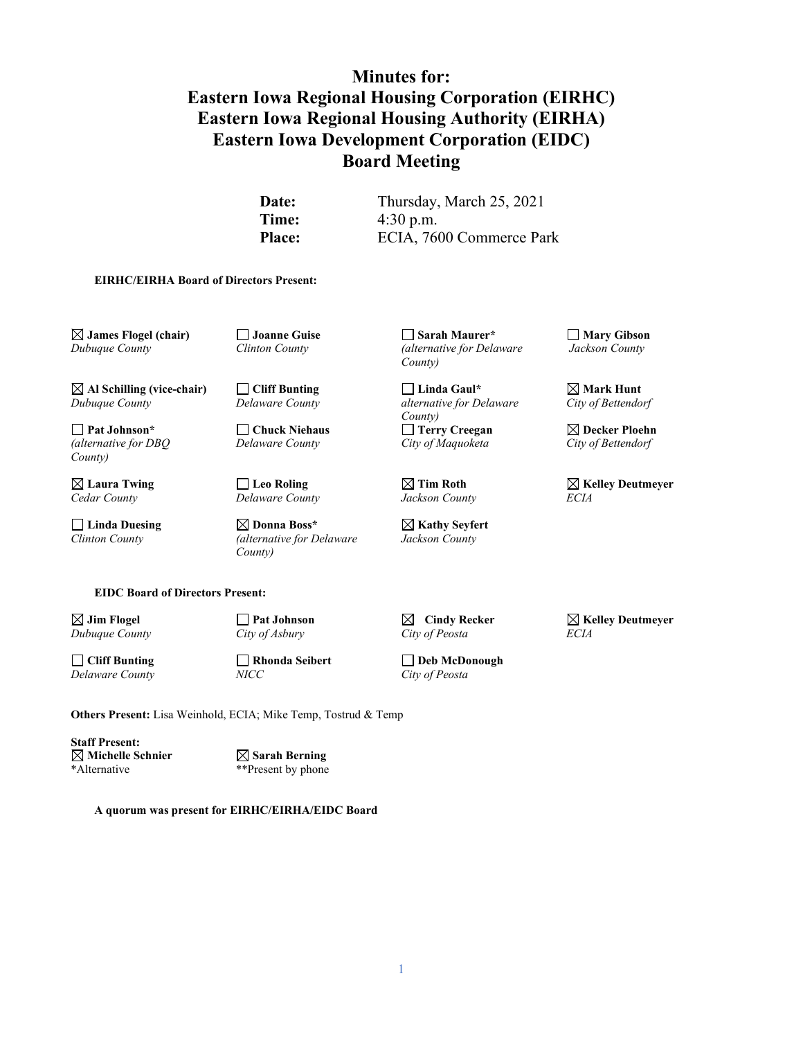# Minutes for:
# Eastern Iowa Regional Housing Corporation (EIRHC)
# Eastern Iowa Regional Housing Authority (EIRHA)
# Eastern Iowa Development Corporation (EIDC)
# Board Meeting

**Date:** Thursday, March 25, 2021
**Time:** 4:30 p.m.
**Place:** ECIA, 7600 Commerce Park

**EIRHC/EIRHA Board of Directors Present:**

| | | | |
|---|---|---|---|
| ☒ **James Flogel (chair)** *Dubuque County* | ☐ **Joanne Guise** *Clinton County* | ☐ **Sarah Maurer*** *(alternative for Delaware County)* | ☐ **Mary Gibson** *Jackson County* |
| ☒ **Al Schilling (vice-chair)** *Dubuque County* | ☐ **Cliff Bunting** *Delaware County* | ☐ **Linda Gaul*** *alternative for Delaware County)* | ☒ **Mark Hunt** *City of Bettendorf* |
| ☐ **Pat Johnson*** *(alternative for DBQ County)* | ☐ **Chuck Niehaus** *Delaware County* | ☐ **Terry Creegan** *City of Maquoketa* | ☒ **Decker Ploehn** *City of Bettendorf* |
| ☒ **Laura Twing** *Cedar County* | ☐ **Leo Roling** *Delaware County* | ☒ **Tim Roth** *Jackson County* | ☒ **Kelley Deutmeyer** *ECIA* |
| ☐ **Linda Duesing** *Clinton County* | ☒ **Donna Boss*** *(alternative for Delaware County)* | ☒ **Kathy Seyfert** *Jackson County* | |

**EIDC Board of Directors Present:**

| | | | |
|---|---|---|---|
| ☒ **Jim Flogel** *Dubuque County* | ☐ **Pat Johnson** *City of Asbury* | ☒ **Cindy Recker** *City of Peosta* | ☒ **Kelley Deutmeyer** *ECIA* |
| ☐ **Cliff Bunting** *Delaware County* | ☐ **Rhonda Seibert** *NICC* | ☐ **Deb McDonough** *City of Peosta* | |

**Others Present:** Lisa Weinhold, ECIA; Mike Temp, Tostrud & Temp

**Staff Present:**
☒ **Michelle Schnier** ☒ **Sarah Berning**
*Alternative **Present by phone

**A quorum was present for EIRHC/EIRHA/EIDC Board**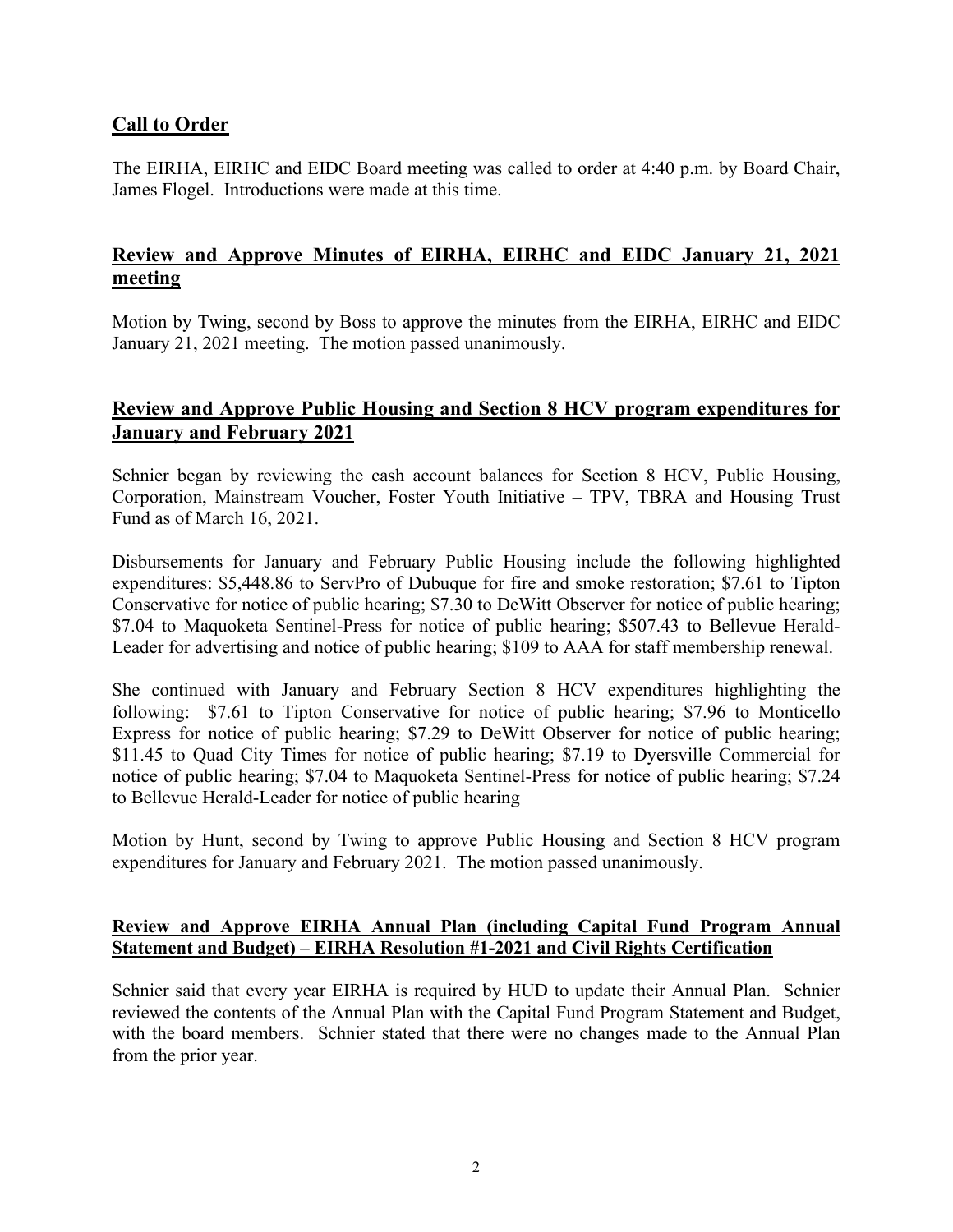## Call to Order

The EIRHA, EIRHC and EIDC Board meeting was called to order at 4:40 p.m. by Board Chair, James Flogel. Introductions were made at this time.

## Review and Approve Minutes of EIRHA, EIRHC and EIDC January 21, 2021 meeting

Motion by Twing, second by Boss to approve the minutes from the EIRHA, EIRHC and EIDC January 21, 2021 meeting. The motion passed unanimously.

## Review and Approve Public Housing and Section 8 HCV program expenditures for January and February 2021

Schnier began by reviewing the cash account balances for Section 8 HCV, Public Housing, Corporation, Mainstream Voucher, Foster Youth Initiative – TPV, TBRA and Housing Trust Fund as of March 16, 2021.

Disbursements for January and February Public Housing include the following highlighted expenditures: $5,448.86 to ServPro of Dubuque for fire and smoke restoration; $7.61 to Tipton Conservative for notice of public hearing; $7.30 to DeWitt Observer for notice of public hearing; $7.04 to Maquoketa Sentinel-Press for notice of public hearing; $507.43 to Bellevue Herald-Leader for advertising and notice of public hearing; $109 to AAA for staff membership renewal.

She continued with January and February Section 8 HCV expenditures highlighting the following: $7.61 to Tipton Conservative for notice of public hearing; $7.96 to Monticello Express for notice of public hearing; $7.29 to DeWitt Observer for notice of public hearing; $11.45 to Quad City Times for notice of public hearing; $7.19 to Dyersville Commercial for notice of public hearing; $7.04 to Maquoketa Sentinel-Press for notice of public hearing; $7.24 to Bellevue Herald-Leader for notice of public hearing

Motion by Hunt, second by Twing to approve Public Housing and Section 8 HCV program expenditures for January and February 2021. The motion passed unanimously.

## Review and Approve EIRHA Annual Plan (including Capital Fund Program Annual Statement and Budget) – EIRHA Resolution #1-2021 and Civil Rights Certification

Schnier said that every year EIRHA is required by HUD to update their Annual Plan. Schnier reviewed the contents of the Annual Plan with the Capital Fund Program Statement and Budget, with the board members. Schnier stated that there were no changes made to the Annual Plan from the prior year.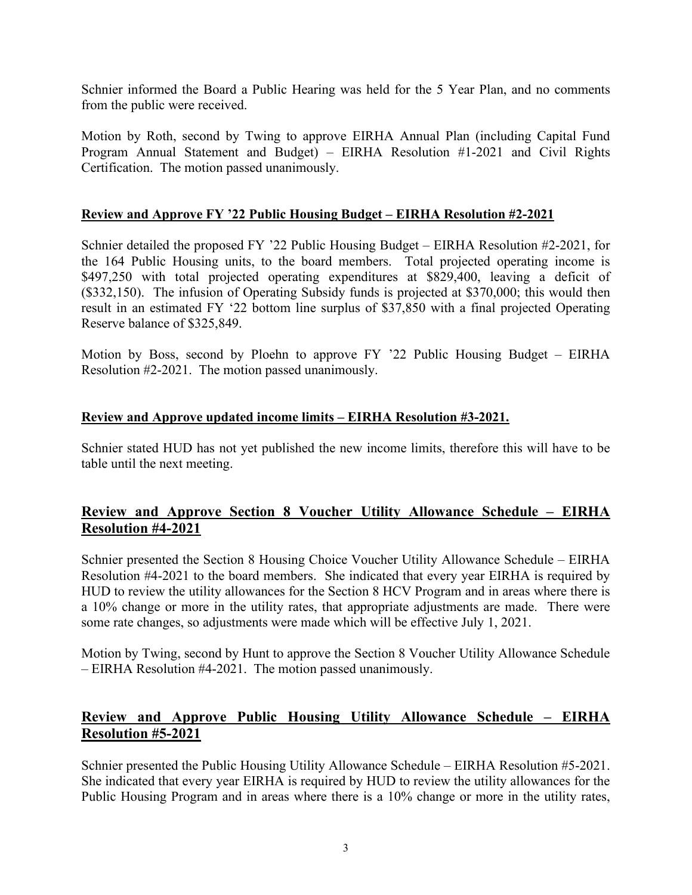Schnier informed the Board a Public Hearing was held for the 5 Year Plan, and no comments from the public were received.

Motion by Roth, second by Twing to approve EIRHA Annual Plan (including Capital Fund Program Annual Statement and Budget) – EIRHA Resolution #1-2021 and Civil Rights Certification. The motion passed unanimously.

**Review and Approve FY '22 Public Housing Budget – EIRHA Resolution #2-2021**

Schnier detailed the proposed FY '22 Public Housing Budget – EIRHA Resolution #2-2021, for the 164 Public Housing units, to the board members. Total projected operating income is $497,250 with total projected operating expenditures at $829,400, leaving a deficit of ($332,150). The infusion of Operating Subsidy funds is projected at $370,000; this would then result in an estimated FY '22 bottom line surplus of $37,850 with a final projected Operating Reserve balance of $325,849.

Motion by Boss, second by Ploehn to approve FY '22 Public Housing Budget – EIRHA Resolution #2-2021. The motion passed unanimously.

**Review and Approve updated income limits – EIRHA Resolution #3-2021.**

Schnier stated HUD has not yet published the new income limits, therefore this will have to be table until the next meeting.

## Review and Approve Section 8 Voucher Utility Allowance Schedule – EIRHA Resolution #4-2021

Schnier presented the Section 8 Housing Choice Voucher Utility Allowance Schedule – EIRHA Resolution #4-2021 to the board members. She indicated that every year EIRHA is required by HUD to review the utility allowances for the Section 8 HCV Program and in areas where there is a 10% change or more in the utility rates, that appropriate adjustments are made. There were some rate changes, so adjustments were made which will be effective July 1, 2021.

Motion by Twing, second by Hunt to approve the Section 8 Voucher Utility Allowance Schedule – EIRHA Resolution #4-2021. The motion passed unanimously.

## Review and Approve Public Housing Utility Allowance Schedule – EIRHA Resolution #5-2021

Schnier presented the Public Housing Utility Allowance Schedule – EIRHA Resolution #5-2021. She indicated that every year EIRHA is required by HUD to review the utility allowances for the Public Housing Program and in areas where there is a 10% change or more in the utility rates,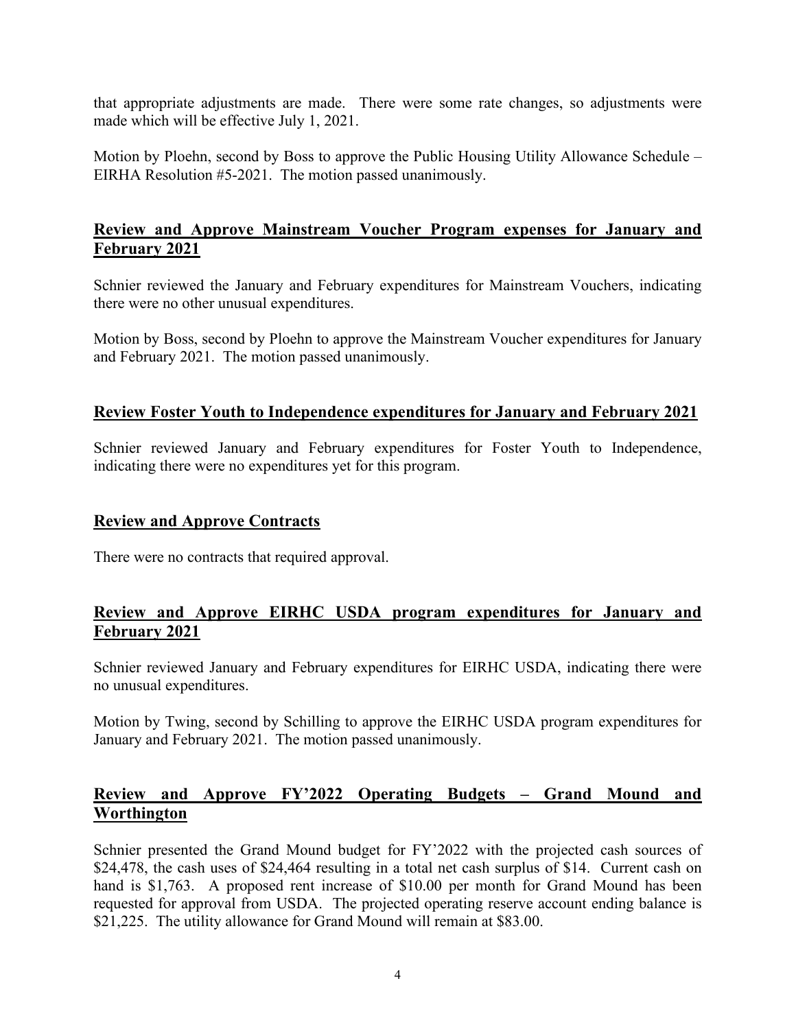that appropriate adjustments are made. There were some rate changes, so adjustments were made which will be effective July 1, 2021.

Motion by Ploehn, second by Boss to approve the Public Housing Utility Allowance Schedule – EIRHA Resolution #5-2021. The motion passed unanimously.

## Review and Approve Mainstream Voucher Program expenses for January and February 2021

Schnier reviewed the January and February expenditures for Mainstream Vouchers, indicating there were no other unusual expenditures.

Motion by Boss, second by Ploehn to approve the Mainstream Voucher expenditures for January and February 2021. The motion passed unanimously.

## Review Foster Youth to Independence expenditures for January and February 2021

Schnier reviewed January and February expenditures for Foster Youth to Independence, indicating there were no expenditures yet for this program.

## Review and Approve Contracts

There were no contracts that required approval.

## Review and Approve EIRHC USDA program expenditures for January and February 2021

Schnier reviewed January and February expenditures for EIRHC USDA, indicating there were no unusual expenditures.

Motion by Twing, second by Schilling to approve the EIRHC USDA program expenditures for January and February 2021. The motion passed unanimously.

## Review and Approve FY'2022 Operating Budgets – Grand Mound and Worthington

Schnier presented the Grand Mound budget for FY'2022 with the projected cash sources of $24,478, the cash uses of $24,464 resulting in a total net cash surplus of $14. Current cash on hand is $1,763. A proposed rent increase of $10.00 per month for Grand Mound has been requested for approval from USDA. The projected operating reserve account ending balance is $21,225. The utility allowance for Grand Mound will remain at $83.00.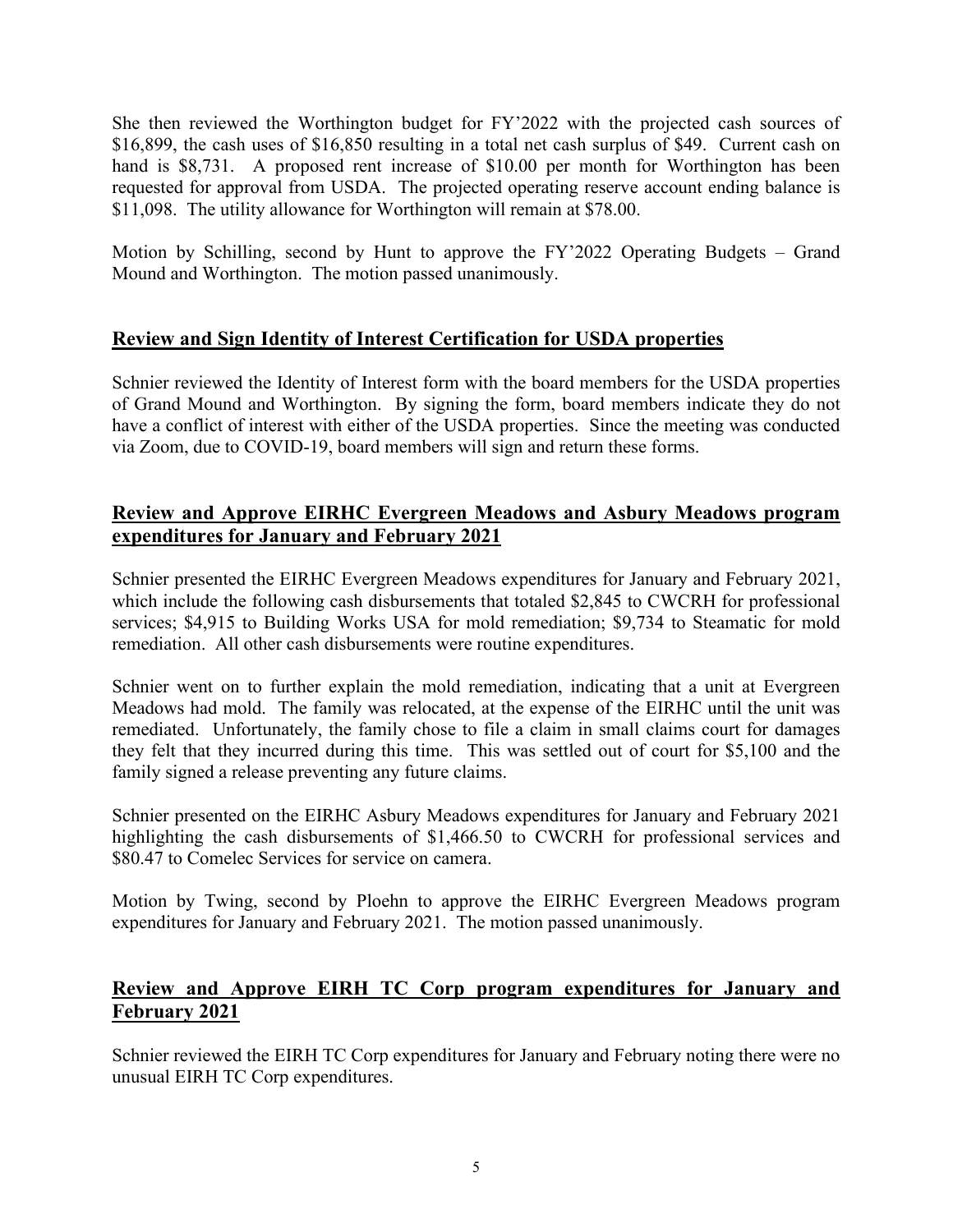She then reviewed the Worthington budget for FY'2022 with the projected cash sources of $16,899, the cash uses of $16,850 resulting in a total net cash surplus of $49. Current cash on hand is $8,731. A proposed rent increase of $10.00 per month for Worthington has been requested for approval from USDA. The projected operating reserve account ending balance is $11,098. The utility allowance for Worthington will remain at $78.00.

Motion by Schilling, second by Hunt to approve the FY'2022 Operating Budgets – Grand Mound and Worthington. The motion passed unanimously.

## Review and Sign Identity of Interest Certification for USDA properties

Schnier reviewed the Identity of Interest form with the board members for the USDA properties of Grand Mound and Worthington. By signing the form, board members indicate they do not have a conflict of interest with either of the USDA properties. Since the meeting was conducted via Zoom, due to COVID-19, board members will sign and return these forms.

## Review and Approve EIRHC Evergreen Meadows and Asbury Meadows program expenditures for January and February 2021

Schnier presented the EIRHC Evergreen Meadows expenditures for January and February 2021, which include the following cash disbursements that totaled $2,845 to CWCRH for professional services; $4,915 to Building Works USA for mold remediation; $9,734 to Steamatic for mold remediation. All other cash disbursements were routine expenditures.

Schnier went on to further explain the mold remediation, indicating that a unit at Evergreen Meadows had mold. The family was relocated, at the expense of the EIRHC until the unit was remediated. Unfortunately, the family chose to file a claim in small claims court for damages they felt that they incurred during this time. This was settled out of court for $5,100 and the family signed a release preventing any future claims.

Schnier presented on the EIRHC Asbury Meadows expenditures for January and February 2021 highlighting the cash disbursements of $1,466.50 to CWCRH for professional services and $80.47 to Comelec Services for service on camera.

Motion by Twing, second by Ploehn to approve the EIRHC Evergreen Meadows program expenditures for January and February 2021. The motion passed unanimously.

## Review and Approve EIRH TC Corp program expenditures for January and February 2021

Schnier reviewed the EIRH TC Corp expenditures for January and February noting there were no unusual EIRH TC Corp expenditures.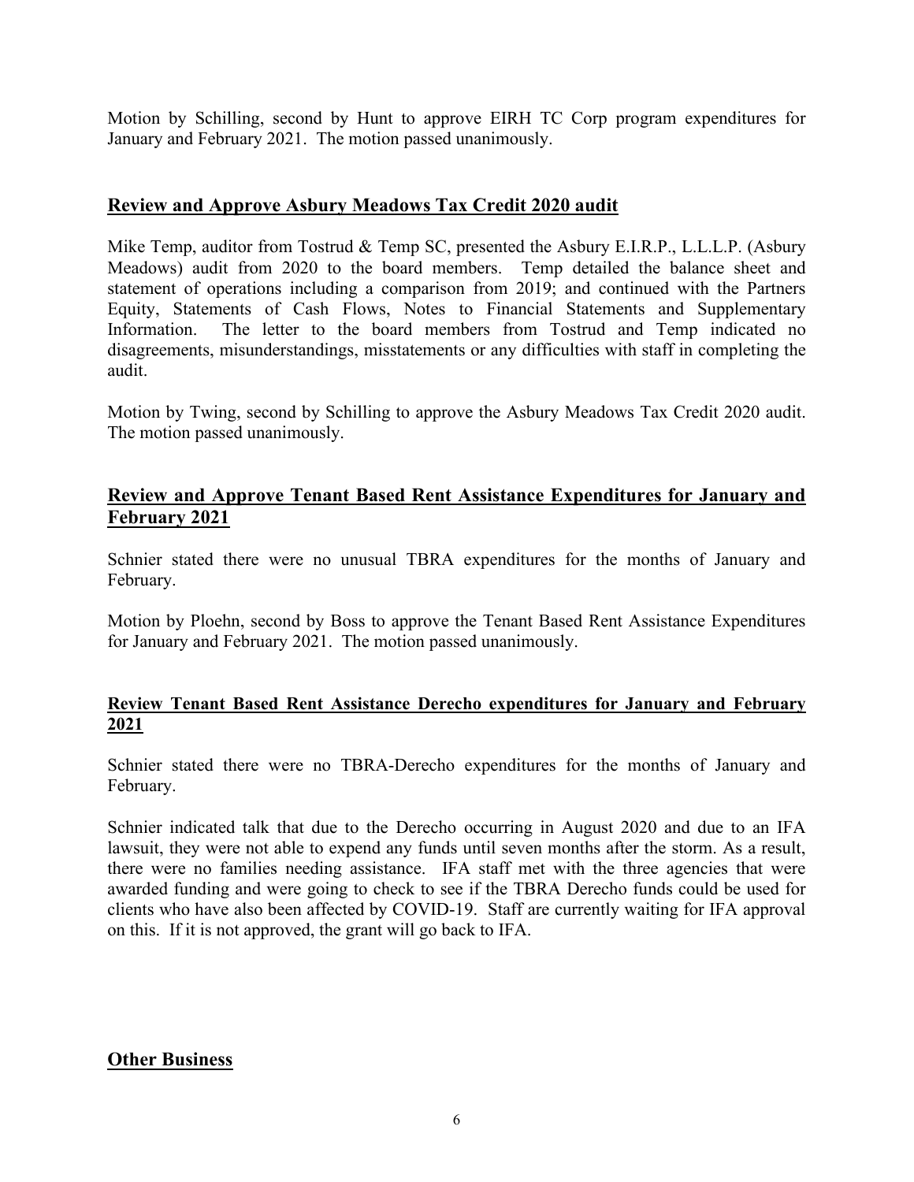Motion by Schilling, second by Hunt to approve EIRH TC Corp program expenditures for January and February 2021. The motion passed unanimously.

## Review and Approve Asbury Meadows Tax Credit 2020 audit

Mike Temp, auditor from Tostrud & Temp SC, presented the Asbury E.I.R.P., L.L.L.P. (Asbury Meadows) audit from 2020 to the board members. Temp detailed the balance sheet and statement of operations including a comparison from 2019; and continued with the Partners Equity, Statements of Cash Flows, Notes to Financial Statements and Supplementary Information. The letter to the board members from Tostrud and Temp indicated no disagreements, misunderstandings, misstatements or any difficulties with staff in completing the audit.

Motion by Twing, second by Schilling to approve the Asbury Meadows Tax Credit 2020 audit. The motion passed unanimously.

## Review and Approve Tenant Based Rent Assistance Expenditures for January and February 2021

Schnier stated there were no unusual TBRA expenditures for the months of January and February.

Motion by Ploehn, second by Boss to approve the Tenant Based Rent Assistance Expenditures for January and February 2021. The motion passed unanimously.

### Review Tenant Based Rent Assistance Derecho expenditures for January and February 2021

Schnier stated there were no TBRA-Derecho expenditures for the months of January and February.

Schnier indicated talk that due to the Derecho occurring in August 2020 and due to an IFA lawsuit, they were not able to expend any funds until seven months after the storm. As a result, there were no families needing assistance. IFA staff met with the three agencies that were awarded funding and were going to check to see if the TBRA Derecho funds could be used for clients who have also been affected by COVID-19. Staff are currently waiting for IFA approval on this. If it is not approved, the grant will go back to IFA.

## Other Business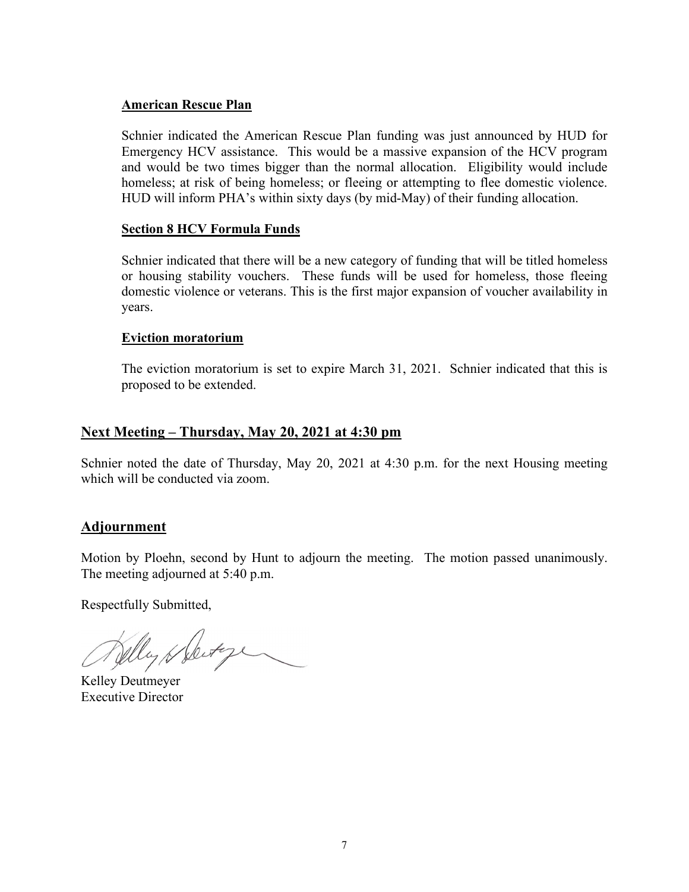#### **American Rescue Plan**

Schnier indicated the American Rescue Plan funding was just announced by HUD for Emergency HCV assistance. This would be a massive expansion of the HCV program and would be two times bigger than the normal allocation. Eligibility would include homeless; at risk of being homeless; or fleeing or attempting to flee domestic violence. HUD will inform PHA's within sixty days (by mid-May) of their funding allocation.

#### **Section 8 HCV Formula Funds**

Schnier indicated that there will be a new category of funding that will be titled homeless or housing stability vouchers. These funds will be used for homeless, those fleeing domestic violence or veterans. This is the first major expansion of voucher availability in years.

#### **Eviction moratorium**

The eviction moratorium is set to expire March 31, 2021. Schnier indicated that this is proposed to be extended.

## **Next Meeting – Thursday, May 20, 2021 at 4:30 pm**

Schnier noted the date of Thursday, May 20, 2021 at 4:30 p.m. for the next Housing meeting which will be conducted via zoom.

## **Adjournment**

Motion by Ploehn, second by Hunt to adjourn the meeting. The motion passed unanimously. The meeting adjourned at 5:40 p.m.

Respectfully Submitted,

Kelley Deutmeyer
Executive Director